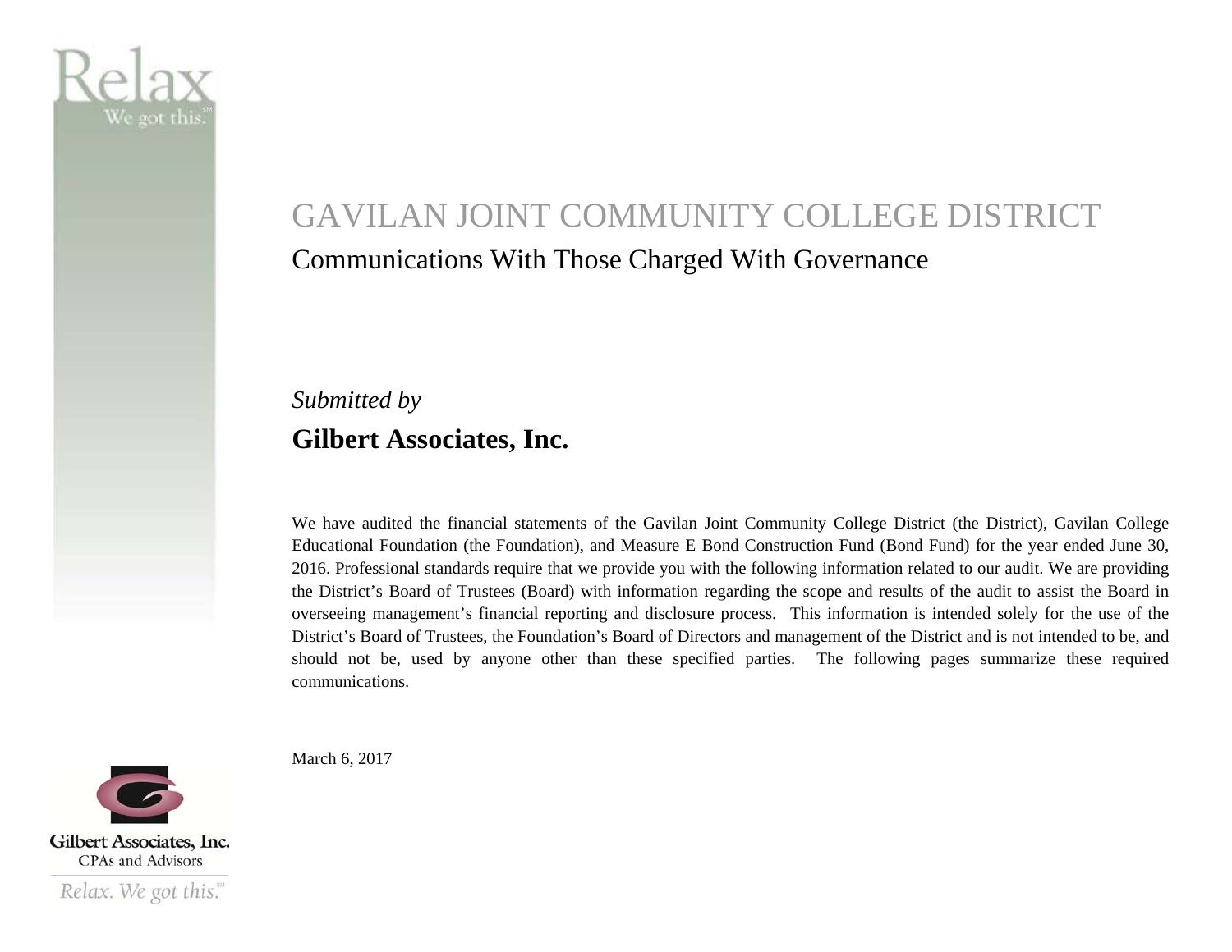# GAVILAN JOINT COMMUNITY COLLEGE DISTRICT

## Communications With Those Charged With Governance

*Submitted by*

**Gilbert Associates, Inc.**

We have audited the financial statements of the Gavilan Joint Community College District (the District), Gavilan College Educational Foundation (the Foundation), and Measure E Bond Construction Fund (Bond Fund) for the year ended June 30, 2016. Professional standards require that we provide you with the following information related to our audit. We are providing the District's Board of Trustees (Board) with information regarding the scope and results of the audit to assist the Board in overseeing management's financial reporting and disclosure process. This information is intended solely for the use of the District's Board of Trustees, the Foundation's Board of Directors and management of the District and is not intended to be, and should not be, used by anyone other than these specified parties. The following pages summarize these required communications.

March 6, 2017

Relax. We got this.

Gilbert Associates, Inc.
CPAs and Advisors

Relax. We got this.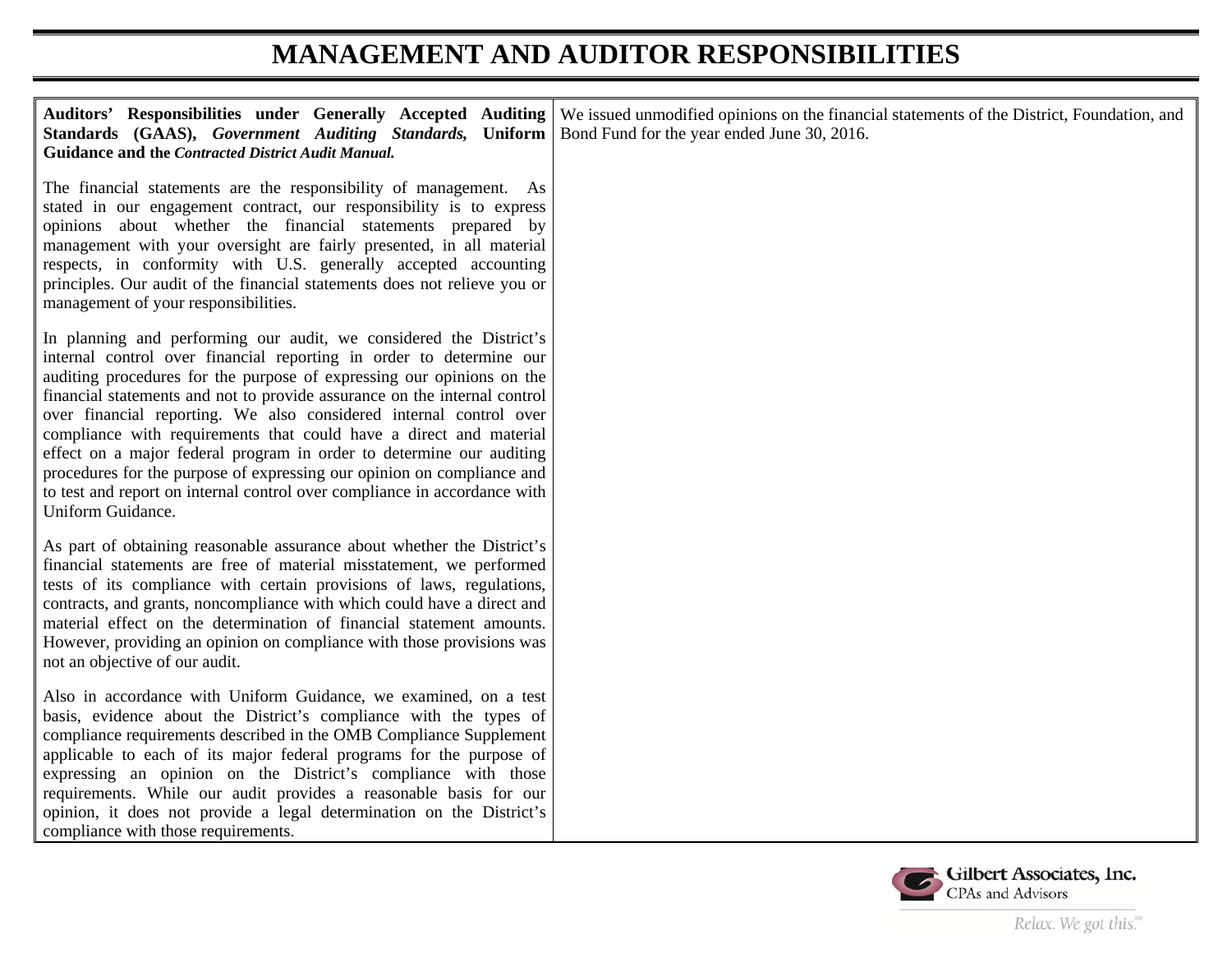# MANAGEMENT AND AUDITOR RESPONSIBILITIES

| **Auditors' Responsibilities under Generally Accepted Auditing Standards (GAAS), *Government Auditing Standards,* Uniform Guidance and the *Contracted District Audit Manual.*** | |
|---|---|
| The financial statements are the responsibility of management. As stated in our engagement contract, our responsibility is to express opinions about whether the financial statements prepared by management with your oversight are fairly presented, in all material respects, in conformity with U.S. generally accepted accounting principles. Our audit of the financial statements does not relieve you or management of your responsibilities.<br><br>In planning and performing our audit, we considered the District's internal control over financial reporting in order to determine our auditing procedures for the purpose of expressing our opinions on the financial statements and not to provide assurance on the internal control over financial reporting. We also considered internal control over compliance with requirements that could have a direct and material effect on a major federal program in order to determine our auditing procedures for the purpose of expressing our opinion on compliance and to test and report on internal control over compliance in accordance with Uniform Guidance.<br><br>As part of obtaining reasonable assurance about whether the District's financial statements are free of material misstatement, we performed tests of its compliance with certain provisions of laws, regulations, contracts, and grants, noncompliance with which could have a direct and material effect on the determination of financial statement amounts. However, providing an opinion on compliance with those provisions was not an objective of our audit.<br><br>Also in accordance with Uniform Guidance, we examined, on a test basis, evidence about the District's compliance with the types of compliance requirements described in the OMB Compliance Supplement applicable to each of its major federal programs for the purpose of expressing an opinion on the District's compliance with those requirements. While our audit provides a reasonable basis for our opinion, it does not provide a legal determination on the District's compliance with those requirements. | We issued unmodified opinions on the financial statements of the District, Foundation, and Bond Fund for the year ended June 30, 2016. |

Gilbert Associates, Inc.
CPAs and Advisors
Relax. We got this.℠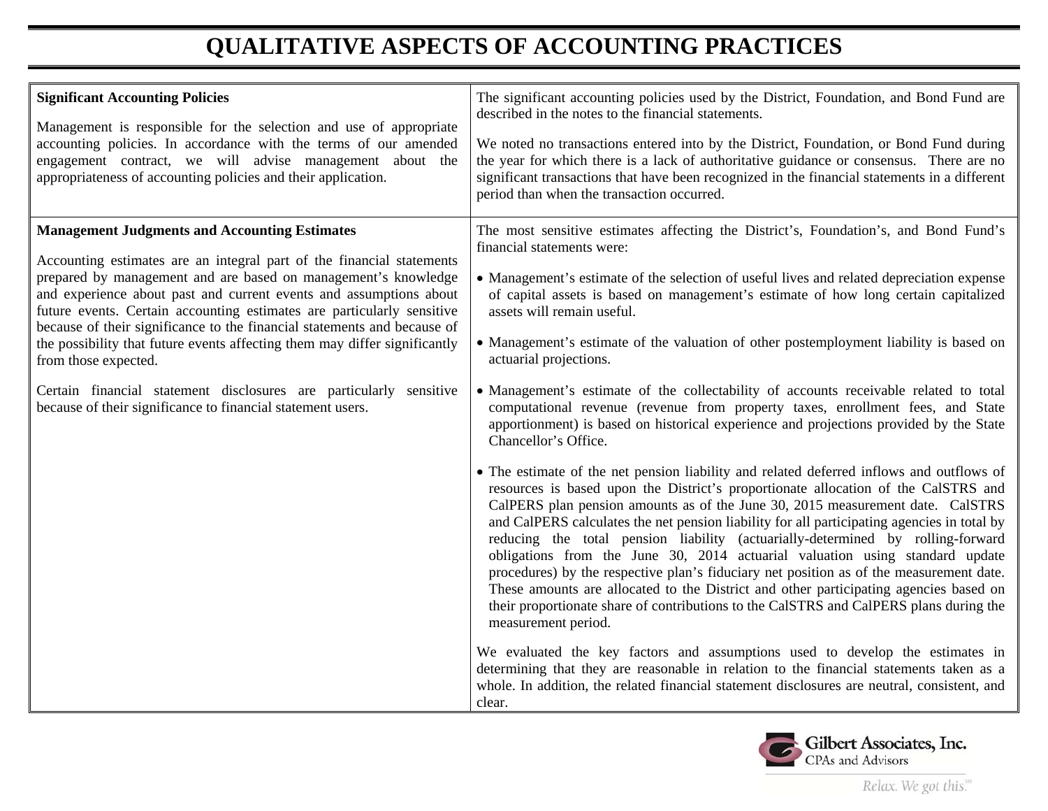# QUALITATIVE ASPECTS OF ACCOUNTING PRACTICES

| | |
|---|---|
| **Significant Accounting Policies**<br><br>Management is responsible for the selection and use of appropriate accounting policies. In accordance with the terms of our amended engagement contract, we will advise management about the appropriateness of accounting policies and their application. | The significant accounting policies used by the District, Foundation, and Bond Fund are described in the notes to the financial statements.<br><br>We noted no transactions entered into by the District, Foundation, or Bond Fund during the year for which there is a lack of authoritative guidance or consensus. There are no significant transactions that have been recognized in the financial statements in a different period than when the transaction occurred. |
| **Management Judgments and Accounting Estimates**<br><br>Accounting estimates are an integral part of the financial statements prepared by management and are based on management's knowledge and experience about past and current events and assumptions about future events. Certain accounting estimates are particularly sensitive because of their significance to the financial statements and because of the possibility that future events affecting them may differ significantly from those expected.<br><br>Certain financial statement disclosures are particularly sensitive because of their significance to financial statement users. | The most sensitive estimates affecting the District's, Foundation's, and Bond Fund's financial statements were:<br><br>• Management's estimate of the selection of useful lives and related depreciation expense of capital assets is based on management's estimate of how long certain capitalized assets will remain useful.<br><br>• Management's estimate of the valuation of other postemployment liability is based on actuarial projections.<br><br>• Management's estimate of the collectability of accounts receivable related to total computational revenue (revenue from property taxes, enrollment fees, and State apportionment) is based on historical experience and projections provided by the State Chancellor's Office.<br><br>• The estimate of the net pension liability and related deferred inflows and outflows of resources is based upon the District's proportionate allocation of the CalSTRS and CalPERS plan pension amounts as of the June 30, 2015 measurement date. CalSTRS and CalPERS calculates the net pension liability for all participating agencies in total by reducing the total pension liability (actuarially-determined by rolling-forward obligations from the June 30, 2014 actuarial valuation using standard update procedures) by the respective plan's fiduciary net position as of the measurement date. These amounts are allocated to the District and other participating agencies based on their proportionate share of contributions to the CalSTRS and CalPERS plans during the measurement period.<br><br>We evaluated the key factors and assumptions used to develop the estimates in determining that they are reasonable in relation to the financial statements taken as a whole. In addition, the related financial statement disclosures are neutral, consistent, and clear. |

Gilbert Associates, Inc.
CPAs and Advisors

*Relax. We got this.*℠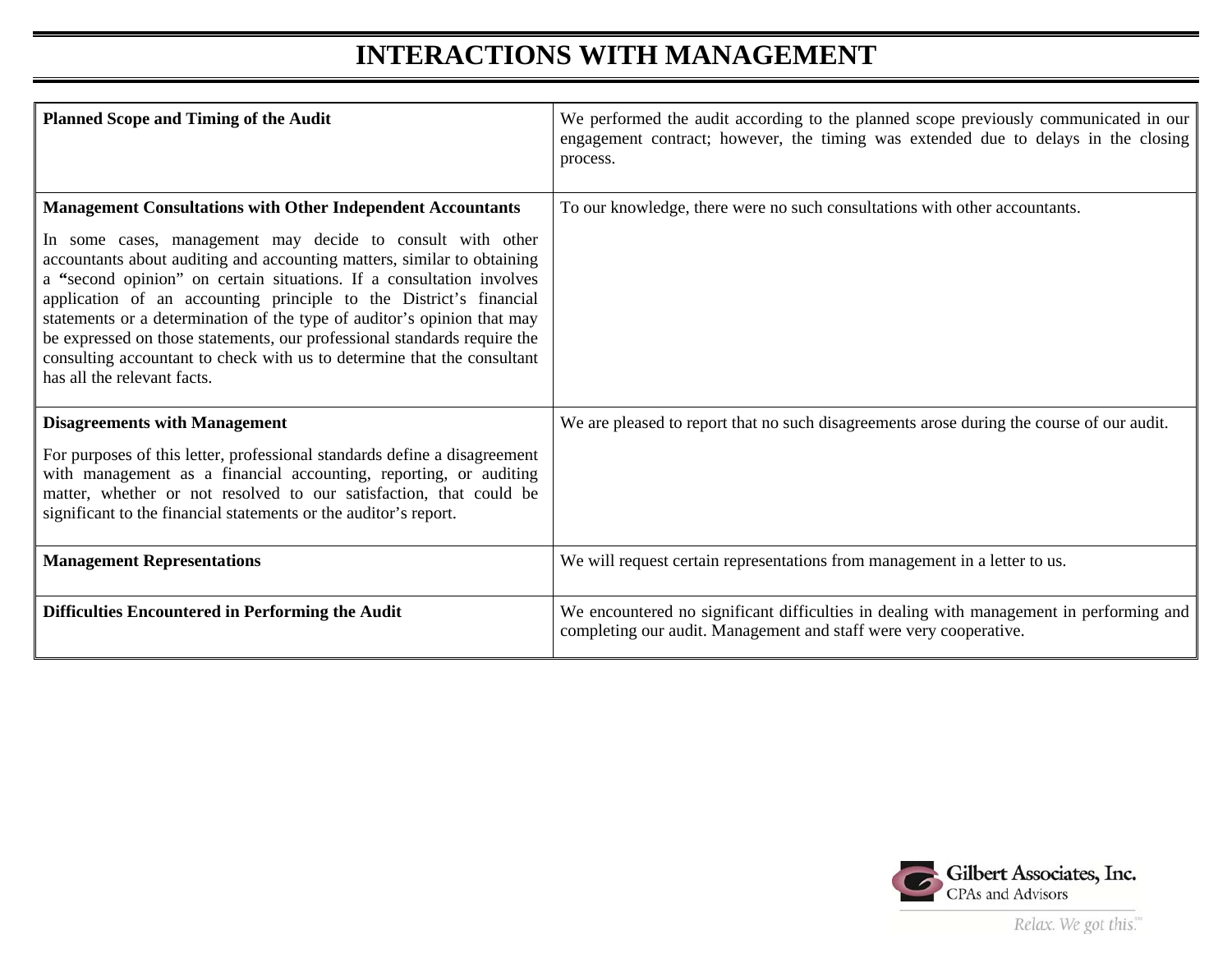# INTERACTIONS WITH MANAGEMENT

| | |
|---|---|
| **Planned Scope and Timing of the Audit** | We performed the audit according to the planned scope previously communicated in our engagement contract; however, the timing was extended due to delays in the closing process. |
| **Management Consultations with Other Independent Accountants**<br><br>In some cases, management may decide to consult with other accountants about auditing and accounting matters, similar to obtaining a "second opinion" on certain situations. If a consultation involves application of an accounting principle to the District's financial statements or a determination of the type of auditor's opinion that may be expressed on those statements, our professional standards require the consulting accountant to check with us to determine that the consultant has all the relevant facts. | To our knowledge, there were no such consultations with other accountants. |
| **Disagreements with Management**<br><br>For purposes of this letter, professional standards define a disagreement with management as a financial accounting, reporting, or auditing matter, whether or not resolved to our satisfaction, that could be significant to the financial statements or the auditor's report. | We are pleased to report that no such disagreements arose during the course of our audit. |
| **Management Representations** | We will request certain representations from management in a letter to us. |
| **Difficulties Encountered in Performing the Audit** | We encountered no significant difficulties in dealing with management in performing and completing our audit. Management and staff were very cooperative. |

Gilbert Associates, Inc.
CPAs and Advisors

*Relax. We got this.*℠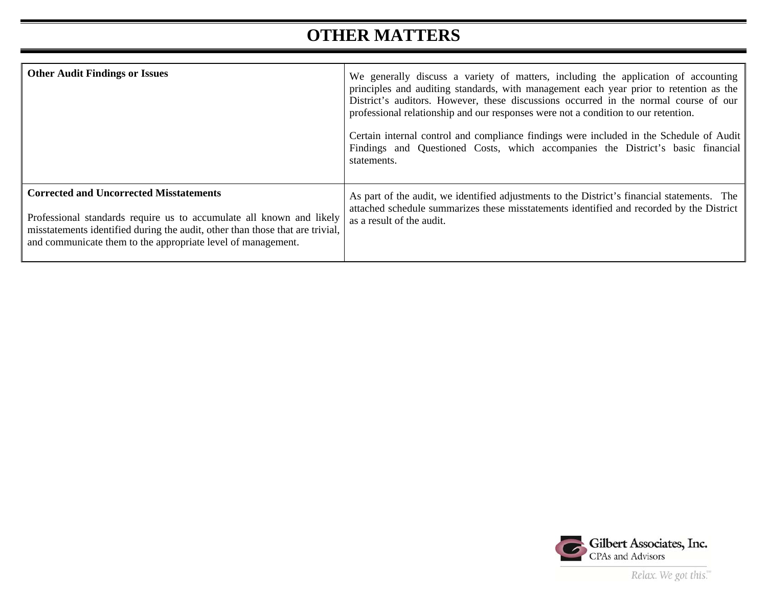# OTHER MATTERS

| | |
|---|---|
| **Other Audit Findings or Issues** | We generally discuss a variety of matters, including the application of accounting principles and auditing standards, with management each year prior to retention as the District's auditors. However, these discussions occurred in the normal course of our professional relationship and our responses were not a condition to our retention.<br><br>Certain internal control and compliance findings were included in the Schedule of Audit Findings and Questioned Costs, which accompanies the District's basic financial statements. |
| **Corrected and Uncorrected Misstatements**<br><br>Professional standards require us to accumulate all known and likely misstatements identified during the audit, other than those that are trivial, and communicate them to the appropriate level of management. | As part of the audit, we identified adjustments to the District's financial statements. The attached schedule summarizes these misstatements identified and recorded by the District as a result of the audit. |

Gilbert Associates, Inc.
CPAs and Advisors
*Relax. We got this.*℠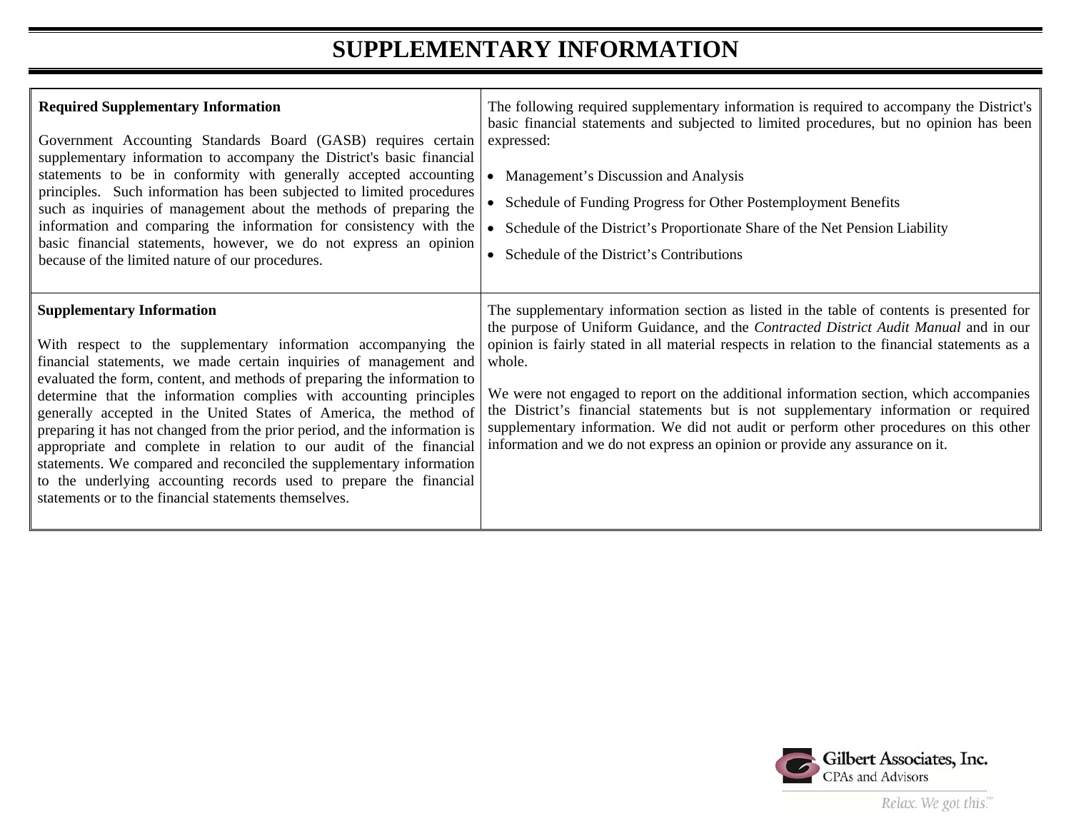# SUPPLEMENTARY INFORMATION

| **Required Supplementary Information**<br><br>Government Accounting Standards Board (GASB) requires certain supplementary information to accompany the District's basic financial statements to be in conformity with generally accepted accounting principles. Such information has been subjected to limited procedures such as inquiries of management about the methods of preparing the information and comparing the information for consistency with the basic financial statements, however, we do not express an opinion because of the limited nature of our procedures. | The following required supplementary information is required to accompany the District's basic financial statements and subjected to limited procedures, but no opinion has been expressed:<br><br>• Management's Discussion and Analysis<br>• Schedule of Funding Progress for Other Postemployment Benefits<br>• Schedule of the District's Proportionate Share of the Net Pension Liability<br>• Schedule of the District's Contributions |
|---|---|
| **Supplementary Information**<br><br>With respect to the supplementary information accompanying the financial statements, we made certain inquiries of management and evaluated the form, content, and methods of preparing the information to determine that the information complies with accounting principles generally accepted in the United States of America, the method of preparing it has not changed from the prior period, and the information is appropriate and complete in relation to our audit of the financial statements. We compared and reconciled the supplementary information to the underlying accounting records used to prepare the financial statements or to the financial statements themselves. | The supplementary information section as listed in the table of contents is presented for the purpose of Uniform Guidance, and the *Contracted District Audit Manual* and in our opinion is fairly stated in all material respects in relation to the financial statements as a whole.<br><br>We were not engaged to report on the additional information section, which accompanies the District's financial statements but is not supplementary information or required supplementary information. We did not audit or perform other procedures on this other information and we do not express an opinion or provide any assurance on it. |

Gilbert Associates, Inc.
CPAs and Advisors
Relax. We got this.℠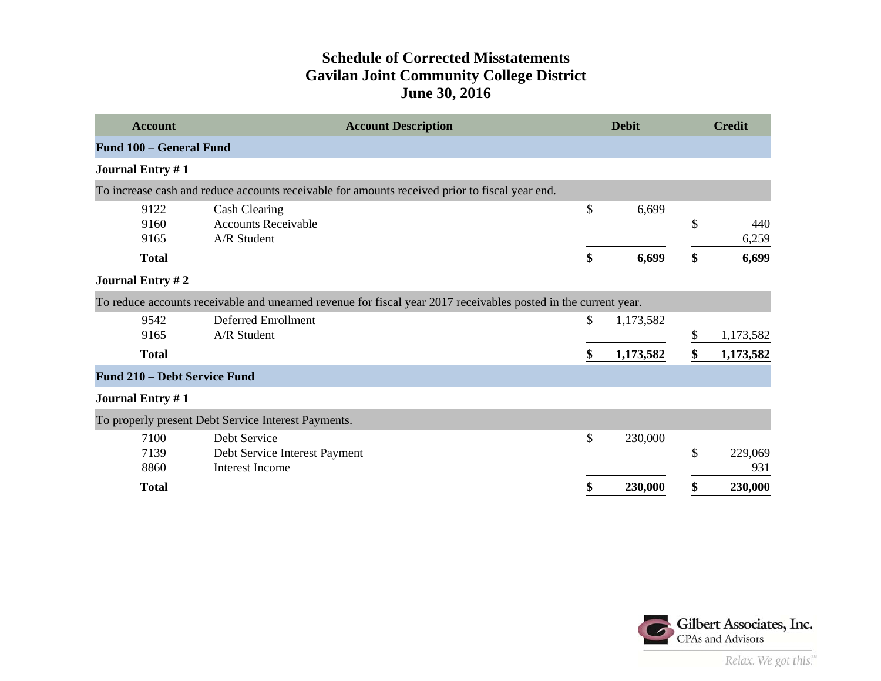# Schedule of Corrected Misstatements
## Gavilan Joint Community College District
## June 30, 2016

| Account | Account Description | Debit | Credit |
|---|---|---|---|
| **Fund 100 – General Fund** | | | |
| **Journal Entry # 1** | | | |
| To increase cash and reduce accounts receivable for amounts received prior to fiscal year end. | | | |
| 9122 | Cash Clearing | $ 6,699 | |
| 9160 | Accounts Receivable | | $ 440 |
| 9165 | A/R Student | | 6,259 |
| **Total** | | **$ 6,699** | **$ 6,699** |
| **Journal Entry # 2** | | | |
| To reduce accounts receivable and unearned revenue for fiscal year 2017 receivables posted in the current year. | | | |
| 9542 | Deferred Enrollment | $ 1,173,582 | |
| 9165 | A/R Student | | $ 1,173,582 |
| **Total** | | **$ 1,173,582** | **$ 1,173,582** |
| **Fund 210 – Debt Service Fund** | | | |
| **Journal Entry # 1** | | | |
| To properly present Debt Service Interest Payments. | | | |
| 7100 | Debt Service | $ 230,000 | |
| 7139 | Debt Service Interest Payment | | $ 229,069 |
| 8860 | Interest Income | | 931 |
| **Total** | | **$ 230,000** | **$ 230,000** |

Gilbert Associates, Inc.
CPAs and Advisors
*Relax. We got this.*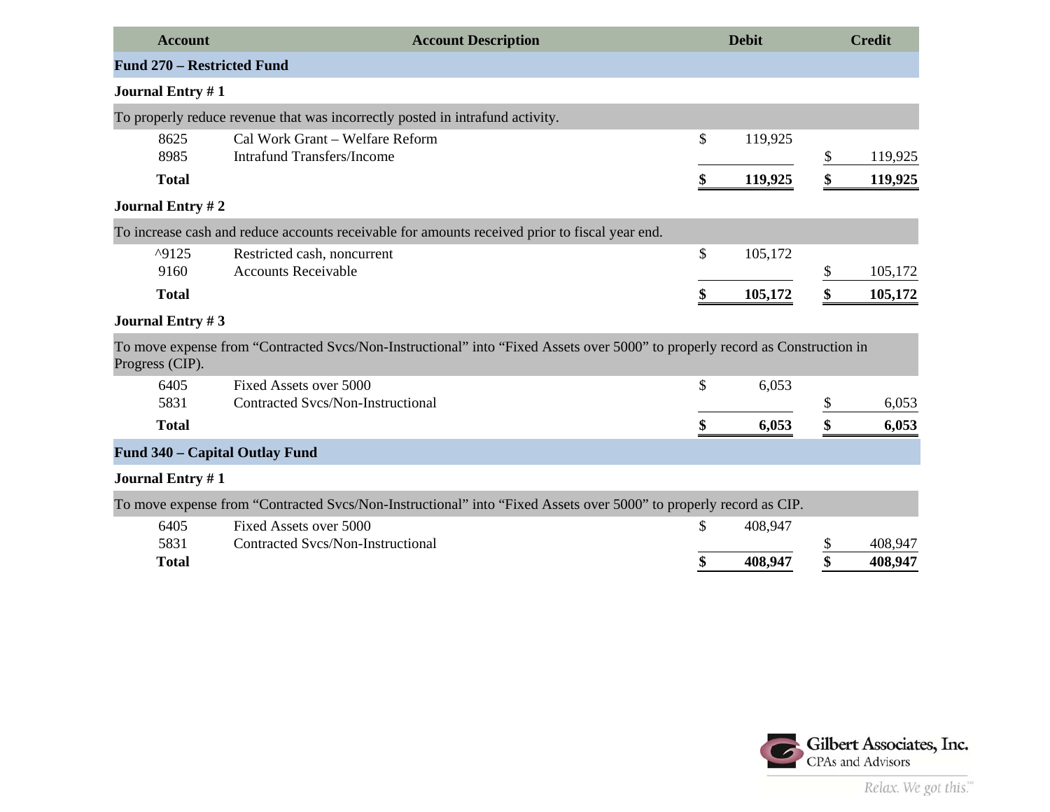| Account | Account Description | Debit | Credit |
|---|---|---|---|
| **Fund 270 – Restricted Fund** | | | |
| **Journal Entry # 1** | | | |
| To properly reduce revenue that was incorrectly posted in intrafund activity. | | | |
| 8625 | Cal Work Grant – Welfare Reform | $ 119,925 | |
| 8985 | Intrafund Transfers/Income | | $ 119,925 |
| **Total** | | **$ 119,925** | **$ 119,925** |
| **Journal Entry # 2** | | | |
| To increase cash and reduce accounts receivable for amounts received prior to fiscal year end. | | | |
| ^9125 | Restricted cash, noncurrent | $ 105,172 | |
| 9160 | Accounts Receivable | | $ 105,172 |
| **Total** | | **$ 105,172** | **$ 105,172** |
| **Journal Entry # 3** | | | |
| To move expense from "Contracted Svcs/Non-Instructional" into "Fixed Assets over 5000" to properly record as Construction in Progress (CIP). | | | |
| 6405 | Fixed Assets over 5000 | $ 6,053 | |
| 5831 | Contracted Svcs/Non-Instructional | | $ 6,053 |
| **Total** | | **$ 6,053** | **$ 6,053** |
| **Fund 340 – Capital Outlay Fund** | | | |
| **Journal Entry # 1** | | | |
| To move expense from "Contracted Svcs/Non-Instructional" into "Fixed Assets over 5000" to properly record as CIP. | | | |
| 6405 | Fixed Assets over 5000 | $ 408,947 | |
| 5831 | Contracted Svcs/Non-Instructional | | $ 408,947 |
| **Total** | | **$ 408,947** | **$ 408,947** |

Gilbert Associates, Inc.
CPAs and Advisors

*Relax. We got this.*℠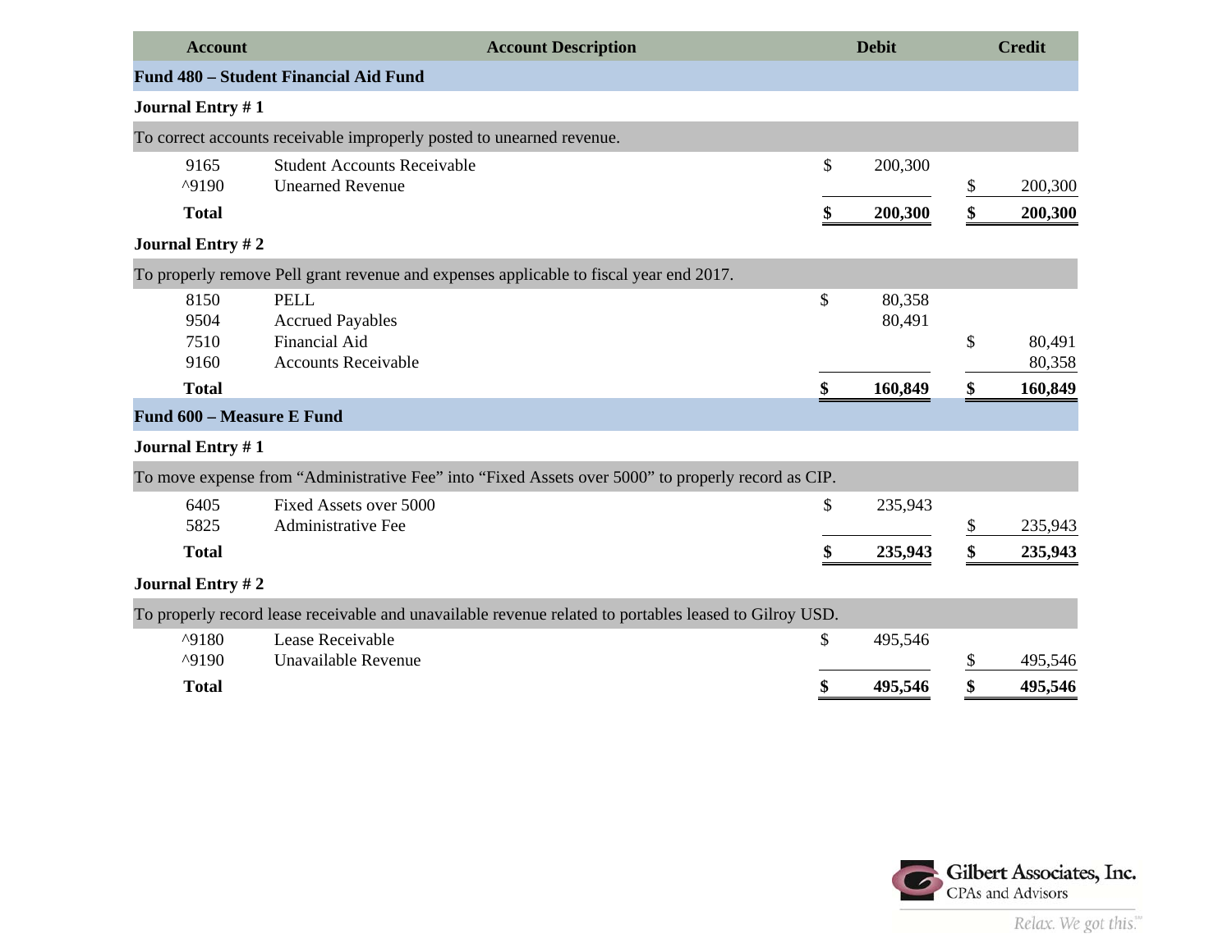| Account | Account Description | Debit | Credit |
|---|---|---|---|
| **Fund 480 – Student Financial Aid Fund** | | | |
| **Journal Entry # 1** | | | |
| To correct accounts receivable improperly posted to unearned revenue. | | | |
| 9165 | Student Accounts Receivable | $ 200,300 | |
| ^9190 | Unearned Revenue | | $ 200,300 |
| **Total** | | **$ 200,300** | **$ 200,300** |
| **Journal Entry # 2** | | | |
| To properly remove Pell grant revenue and expenses applicable to fiscal year end 2017. | | | |
| 8150 | PELL | $ 80,358 | |
| 9504 | Accrued Payables | 80,491 | |
| 7510 | Financial Aid | | $ 80,491 |
| 9160 | Accounts Receivable | | 80,358 |
| **Total** | | **$ 160,849** | **$ 160,849** |
| **Fund 600 – Measure E Fund** | | | |
| **Journal Entry # 1** | | | |
| To move expense from "Administrative Fee" into "Fixed Assets over 5000" to properly record as CIP. | | | |
| 6405 | Fixed Assets over 5000 | $ 235,943 | |
| 5825 | Administrative Fee | | $ 235,943 |
| **Total** | | **$ 235,943** | **$ 235,943** |
| **Journal Entry # 2** | | | |
| To properly record lease receivable and unavailable revenue related to portables leased to Gilroy USD. | | | |
| ^9180 | Lease Receivable | $ 495,546 | |
| ^9190 | Unavailable Revenue | | $ 495,546 |
| **Total** | | **$ 495,546** | **$ 495,546** |

Gilbert Associates, Inc.
CPAs and Advisors

*Relax. We got this.*℠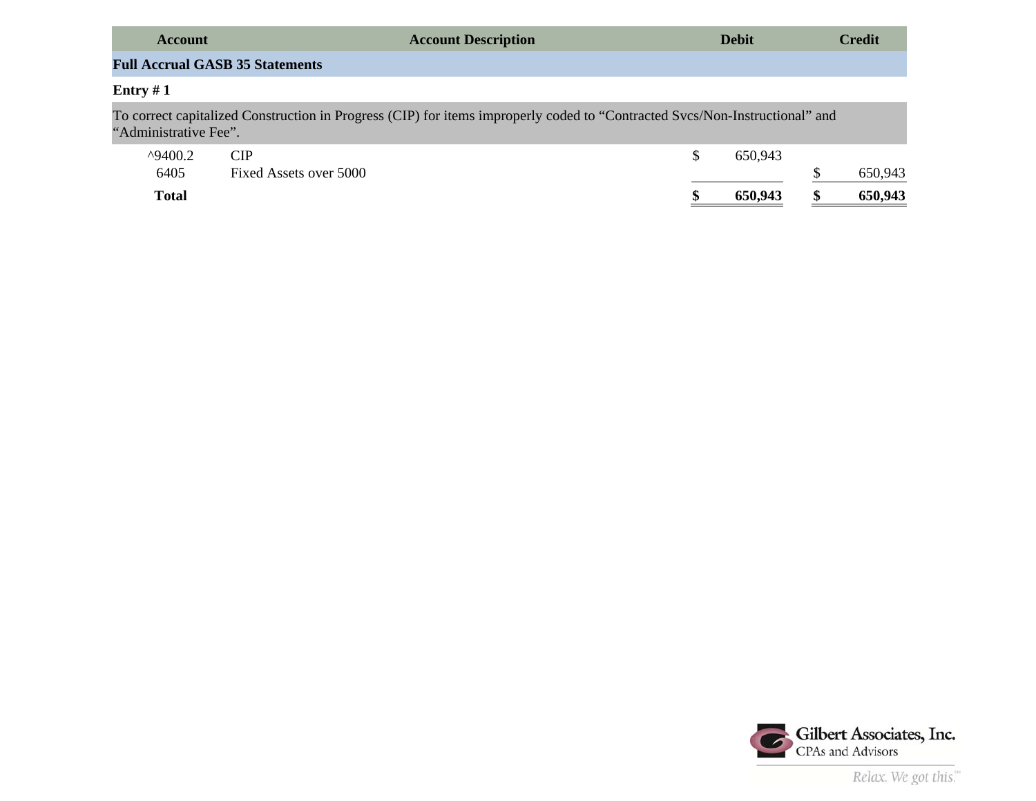| Account | Account Description | Debit | Credit |
|---|---|---|---|
| **Full Accrual GASB 35 Statements** | | | |
| **Entry # 1** | | | |
| To correct capitalized Construction in Progress (CIP) for items improperly coded to "Contracted Svcs/Non-Instructional" and "Administrative Fee". | | | |
| ^9400.2 | CIP | $ 650,943 | |
| 6405 | Fixed Assets over 5000 | | $ 650,943 |
| **Total** | | **$ 650,943** | **$ 650,943** |

Gilbert Associates, Inc.
CPAs and Advisors
*Relax. We got this.*℠